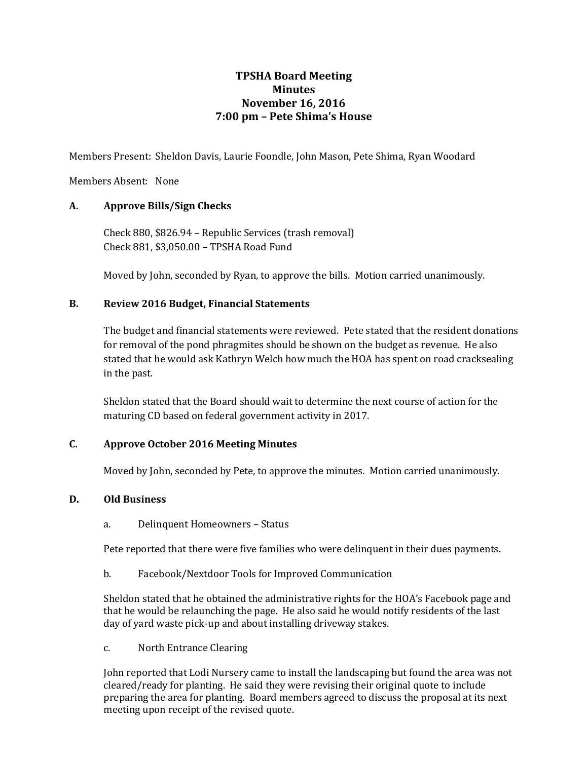# TPSHA Board Meeting
## Minutes
## November 16, 2016
## 7:00 pm – Pete Shima's House

Members Present: Sheldon Davis, Laurie Foondle, John Mason, Pete Shima, Ryan Woodard

Members Absent: None

### A. Approve Bills/Sign Checks

Check 880, $826.94 – Republic Services (trash removal)
Check 881, $3,050.00 – TPSHA Road Fund

Moved by John, seconded by Ryan, to approve the bills. Motion carried unanimously.

### B. Review 2016 Budget, Financial Statements

The budget and financial statements were reviewed. Pete stated that the resident donations for removal of the pond phragmites should be shown on the budget as revenue. He also stated that he would ask Kathryn Welch how much the HOA has spent on road cracksealing in the past.

Sheldon stated that the Board should wait to determine the next course of action for the maturing CD based on federal government activity in 2017.

### C. Approve October 2016 Meeting Minutes

Moved by John, seconded by Pete, to approve the minutes. Motion carried unanimously.

### D. Old Business

a. Delinquent Homeowners – Status

Pete reported that there were five families who were delinquent in their dues payments.

b. Facebook/Nextdoor Tools for Improved Communication

Sheldon stated that he obtained the administrative rights for the HOA's Facebook page and that he would be relaunching the page. He also said he would notify residents of the last day of yard waste pick-up and about installing driveway stakes.

c. North Entrance Clearing

John reported that Lodi Nursery came to install the landscaping but found the area was not cleared/ready for planting. He said they were revising their original quote to include preparing the area for planting. Board members agreed to discuss the proposal at its next meeting upon receipt of the revised quote.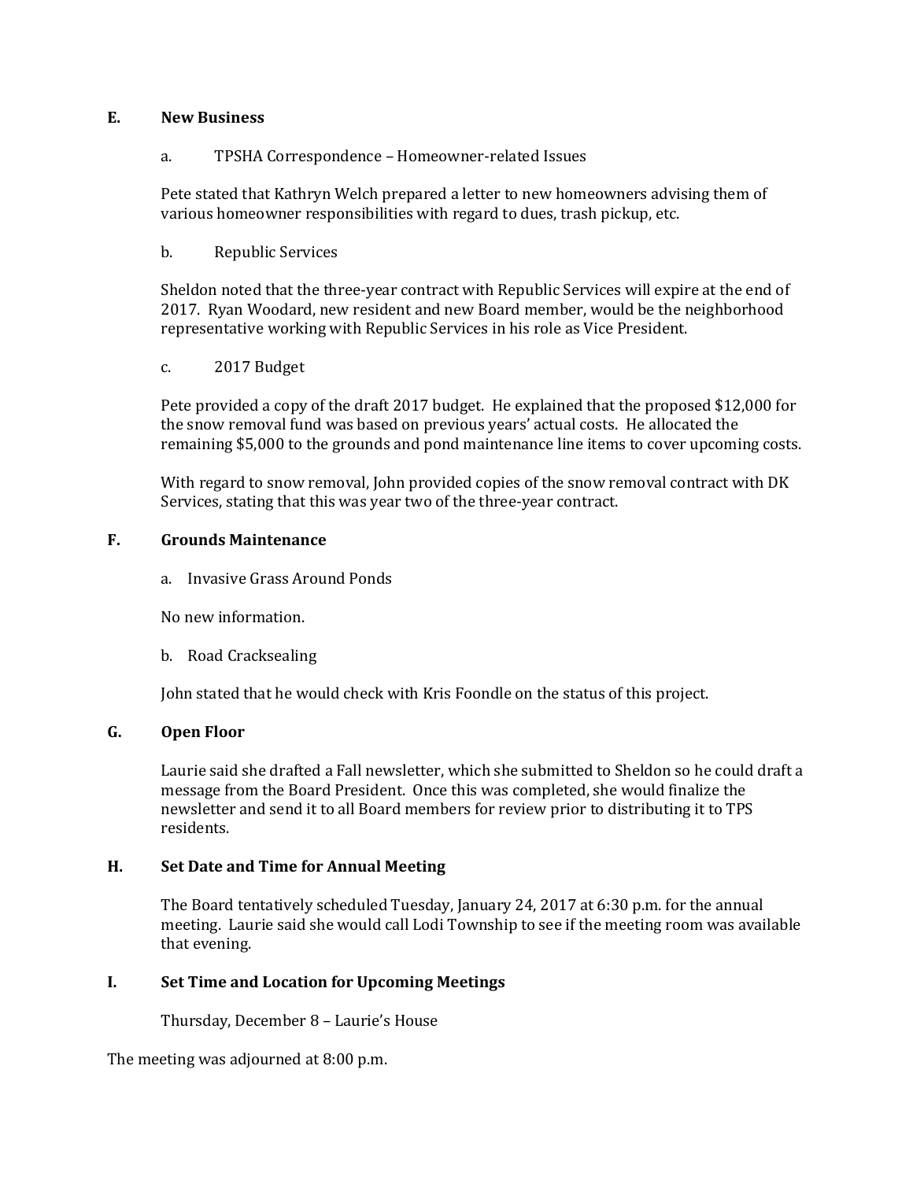## E. New Business

a. TPSHA Correspondence – Homeowner-related Issues

Pete stated that Kathryn Welch prepared a letter to new homeowners advising them of various homeowner responsibilities with regard to dues, trash pickup, etc.

b. Republic Services

Sheldon noted that the three-year contract with Republic Services will expire at the end of 2017. Ryan Woodard, new resident and new Board member, would be the neighborhood representative working with Republic Services in his role as Vice President.

c. 2017 Budget

Pete provided a copy of the draft 2017 budget. He explained that the proposed $12,000 for the snow removal fund was based on previous years' actual costs. He allocated the remaining $5,000 to the grounds and pond maintenance line items to cover upcoming costs.

With regard to snow removal, John provided copies of the snow removal contract with DK Services, stating that this was year two of the three-year contract.

## F. Grounds Maintenance

a. Invasive Grass Around Ponds

No new information.

b. Road Cracksealing

John stated that he would check with Kris Foondle on the status of this project.

## G. Open Floor

Laurie said she drafted a Fall newsletter, which she submitted to Sheldon so he could draft a message from the Board President. Once this was completed, she would finalize the newsletter and send it to all Board members for review prior to distributing it to TPS residents.

## H. Set Date and Time for Annual Meeting

The Board tentatively scheduled Tuesday, January 24, 2017 at 6:30 p.m. for the annual meeting. Laurie said she would call Lodi Township to see if the meeting room was available that evening.

## I. Set Time and Location for Upcoming Meetings

Thursday, December 8 – Laurie's House

The meeting was adjourned at 8:00 p.m.